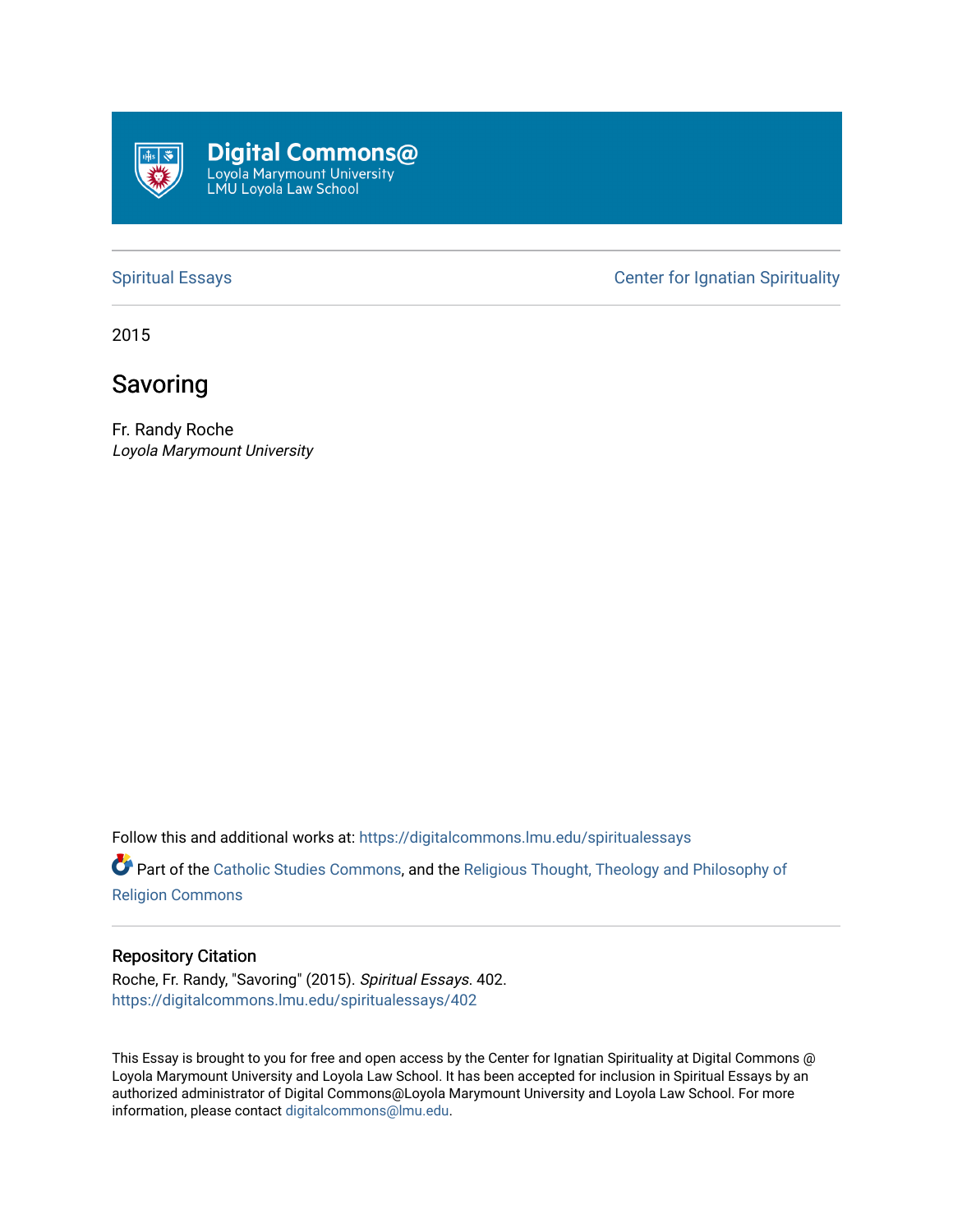Digital Commons@
Loyola Marymount University
LMU Loyola Law School

Spiritual Essays

Center for Ignatian Spirituality

2015

# Savoring

Fr. Randy Roche
*Loyola Marymount University*

Follow this and additional works at: https://digitalcommons.lmu.edu/spiritualessays

Part of the Catholic Studies Commons, and the Religious Thought, Theology and Philosophy of Religion Commons

## Repository Citation

Roche, Fr. Randy, "Savoring" (2015). *Spiritual Essays*. 402.
https://digitalcommons.lmu.edu/spiritualessays/402

This Essay is brought to you for free and open access by the Center for Ignatian Spirituality at Digital Commons @ Loyola Marymount University and Loyola Law School. It has been accepted for inclusion in Spiritual Essays by an authorized administrator of Digital Commons@Loyola Marymount University and Loyola Law School. For more information, please contact digitalcommons@lmu.edu.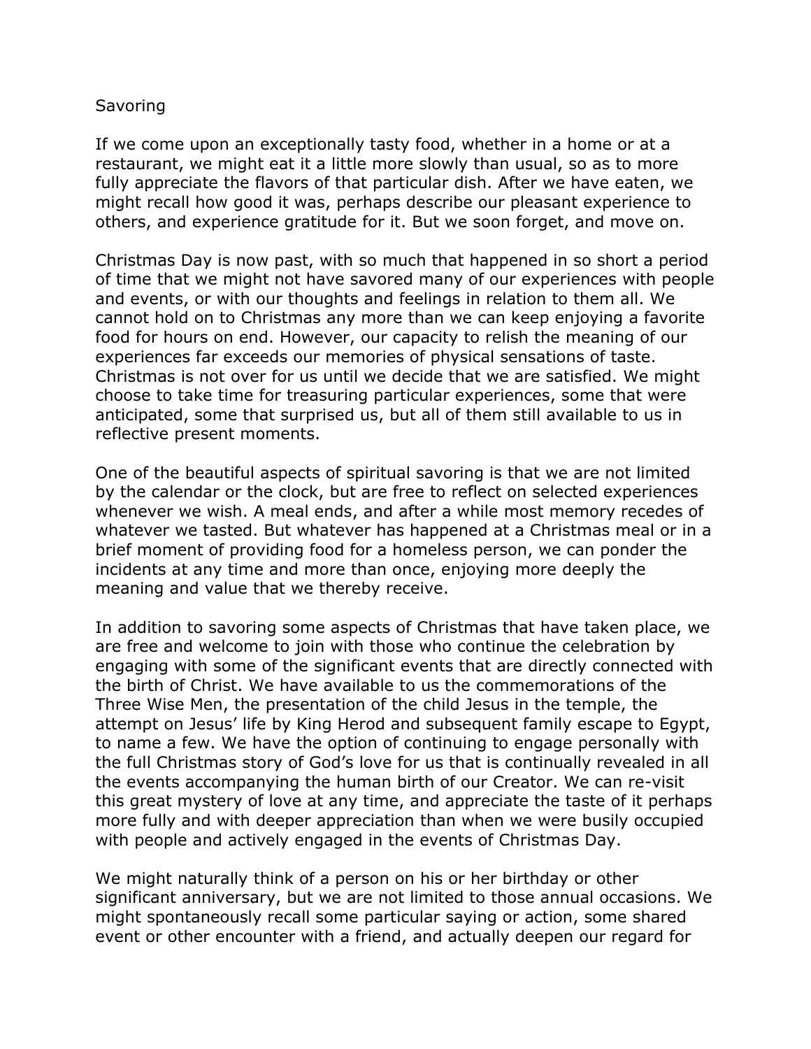Savoring

If we come upon an exceptionally tasty food, whether in a home or at a restaurant, we might eat it a little more slowly than usual, so as to more fully appreciate the flavors of that particular dish. After we have eaten, we might recall how good it was, perhaps describe our pleasant experience to others, and experience gratitude for it. But we soon forget, and move on.

Christmas Day is now past, with so much that happened in so short a period of time that we might not have savored many of our experiences with people and events, or with our thoughts and feelings in relation to them all. We cannot hold on to Christmas any more than we can keep enjoying a favorite food for hours on end. However, our capacity to relish the meaning of our experiences far exceeds our memories of physical sensations of taste. Christmas is not over for us until we decide that we are satisfied. We might choose to take time for treasuring particular experiences, some that were anticipated, some that surprised us, but all of them still available to us in reflective present moments.

One of the beautiful aspects of spiritual savoring is that we are not limited by the calendar or the clock, but are free to reflect on selected experiences whenever we wish. A meal ends, and after a while most memory recedes of whatever we tasted. But whatever has happened at a Christmas meal or in a brief moment of providing food for a homeless person, we can ponder the incidents at any time and more than once, enjoying more deeply the meaning and value that we thereby receive.

In addition to savoring some aspects of Christmas that have taken place, we are free and welcome to join with those who continue the celebration by engaging with some of the significant events that are directly connected with the birth of Christ. We have available to us the commemorations of the Three Wise Men, the presentation of the child Jesus in the temple, the attempt on Jesus' life by King Herod and subsequent family escape to Egypt, to name a few. We have the option of continuing to engage personally with the full Christmas story of God's love for us that is continually revealed in all the events accompanying the human birth of our Creator. We can re-visit this great mystery of love at any time, and appreciate the taste of it perhaps more fully and with deeper appreciation than when we were busily occupied with people and actively engaged in the events of Christmas Day.

We might naturally think of a person on his or her birthday or other significant anniversary, but we are not limited to those annual occasions. We might spontaneously recall some particular saying or action, some shared event or other encounter with a friend, and actually deepen our regard for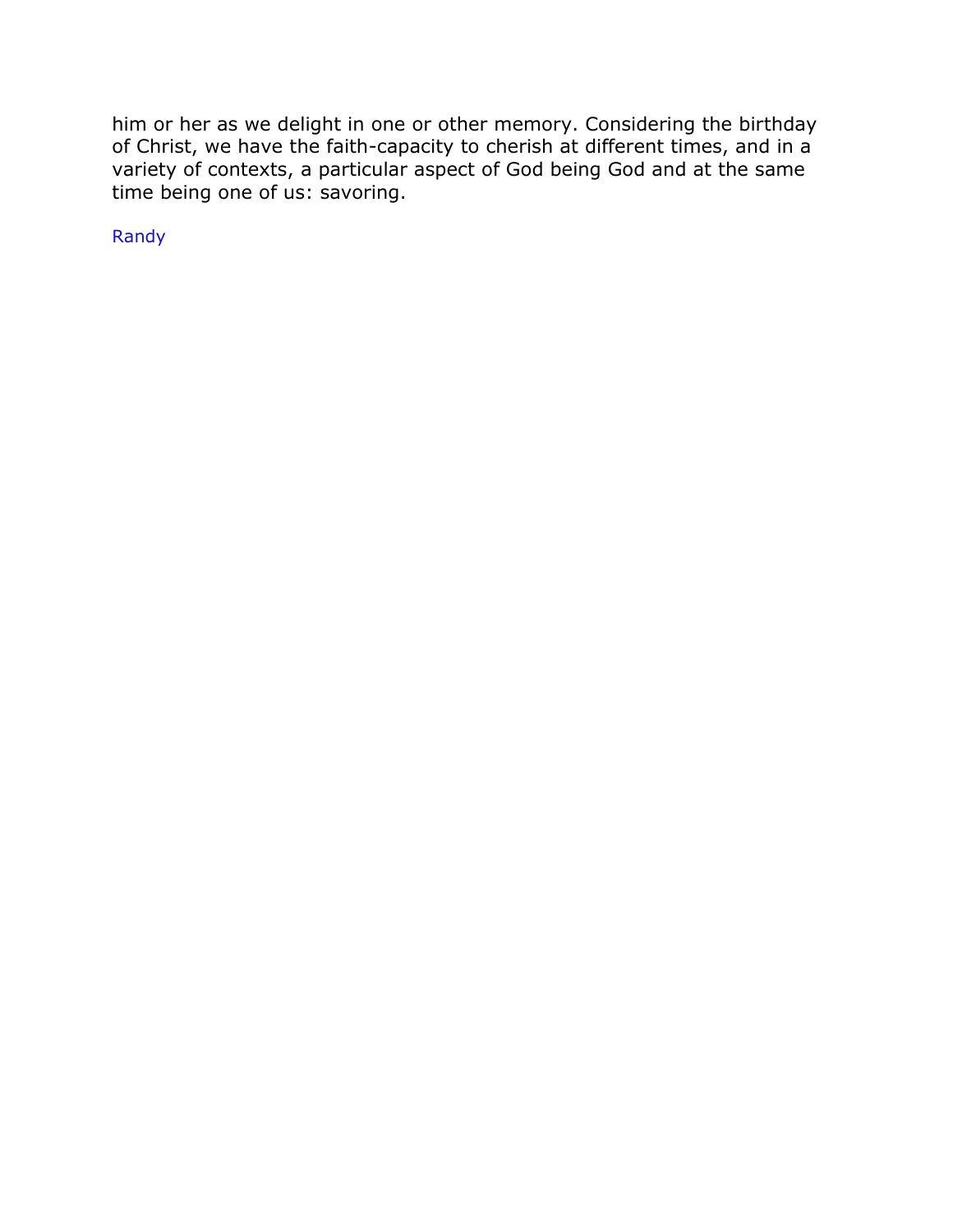him or her as we delight in one or other memory. Considering the birthday of Christ, we have the faith-capacity to cherish at different times, and in a variety of contexts, a particular aspect of God being God and at the same time being one of us: savoring.

Randy